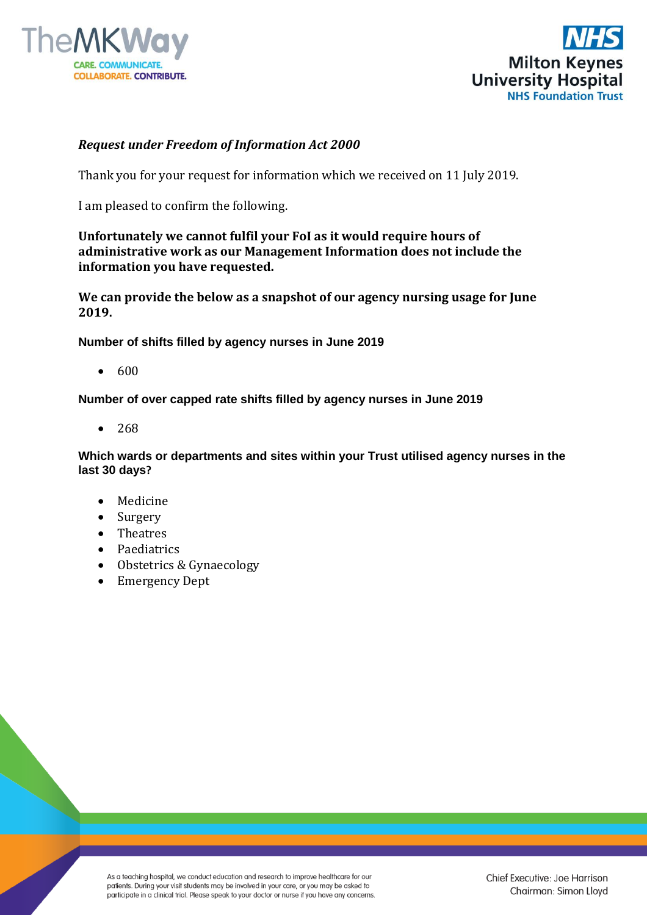***Request under Freedom of Information Act 2000***

Thank you for your request for information which we received on 11 July 2019.

I am pleased to confirm the following.

**Unfortunately we cannot fulfil your FoI as it would require hours of administrative work as our Management Information does not include the information you have requested.**

**We can provide the below as a snapshot of our agency nursing usage for June 2019.**

**Number of shifts filled by agency nurses in June 2019**

- 600

**Number of over capped rate shifts filled by agency nurses in June 2019**

- 268

**Which wards or departments and sites within your Trust utilised agency nurses in the last 30 days?**

- Medicine
- Surgery
- Theatres
- Paediatrics
- Obstetrics & Gynaecology
- Emergency Dept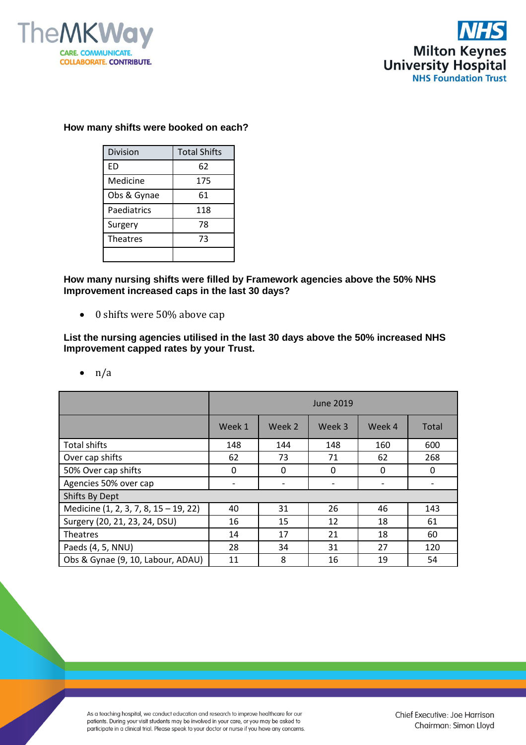**How many shifts were booked on each?**

| Division | Total Shifts |
|---|---|
| ED | 62 |
| Medicine | 175 |
| Obs & Gynae | 61 |
| Paediatrics | 118 |
| Surgery | 78 |
| Theatres | 73 |
| | |

**How many nursing shifts were filled by Framework agencies above the 50% NHS Improvement increased caps in the last 30 days?**

- 0 shifts were 50% above cap

**List the nursing agencies utilised in the last 30 days above the 50% increased NHS Improvement capped rates by your Trust.**

- n/a

| | June 2019 | | | | |
|---|---|---|---|---|---|
| | Week 1 | Week 2 | Week 3 | Week 4 | Total |
| Total shifts | 148 | 144 | 148 | 160 | 600 |
| Over cap shifts | 62 | 73 | 71 | 62 | 268 |
| 50% Over cap shifts | 0 | 0 | 0 | 0 | 0 |
| Agencies 50% over cap | - | - | - | - | - |
| Shifts By Dept | | | | | |
| Medicine (1, 2, 3, 7, 8, 15 – 19, 22) | 40 | 31 | 26 | 46 | 143 |
| Surgery (20, 21, 23, 24, DSU) | 16 | 15 | 12 | 18 | 61 |
| Theatres | 14 | 17 | 21 | 18 | 60 |
| Paeds (4, 5, NNU) | 28 | 34 | 31 | 27 | 120 |
| Obs & Gynae (9, 10, Labour, ADAU) | 11 | 8 | 16 | 19 | 54 |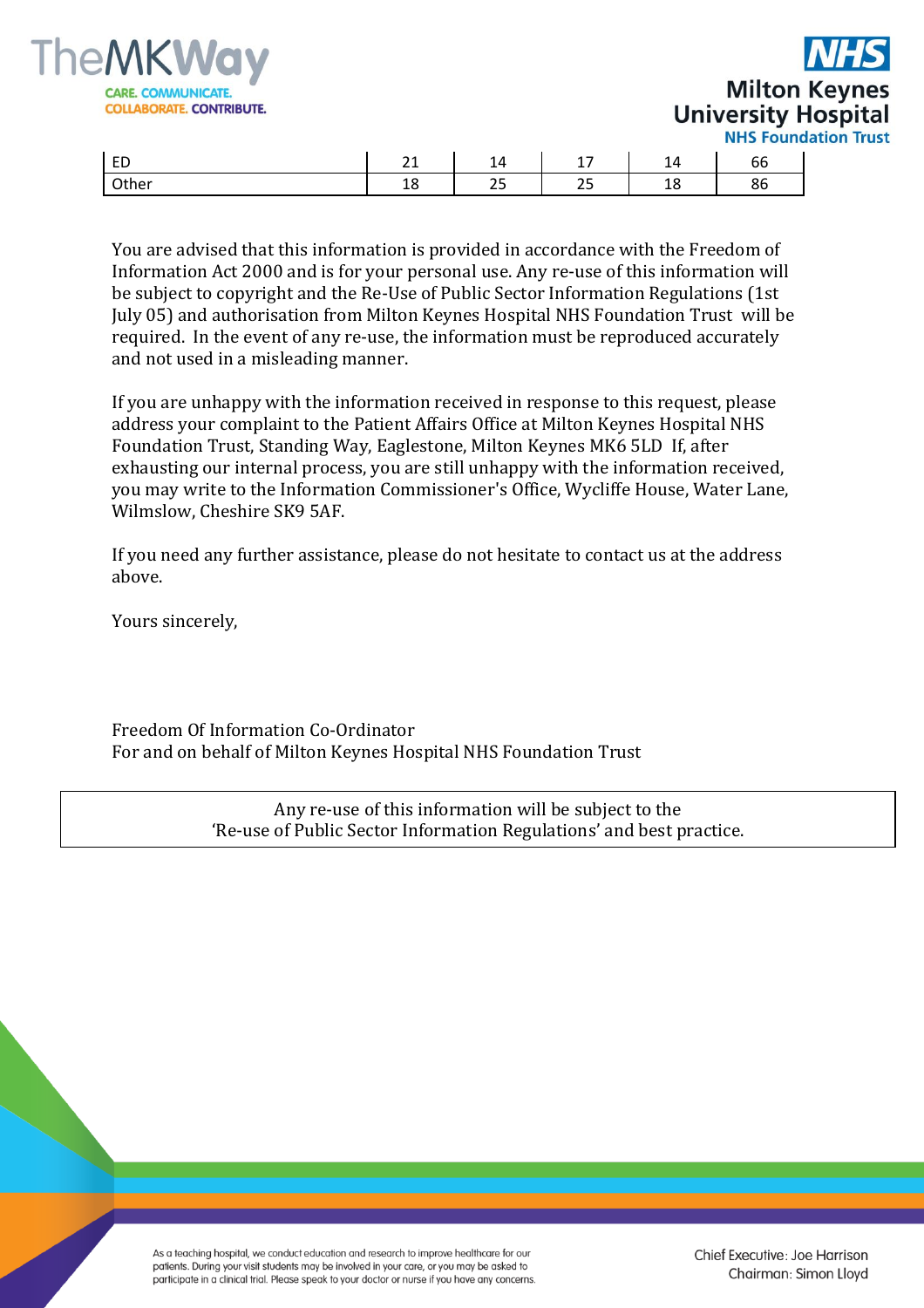| | | | | | |
|---|---|---|---|---|---|
| ED | 21 | 14 | 17 | 14 | 66 |
| Other | 18 | 25 | 25 | 18 | 86 |

You are advised that this information is provided in accordance with the Freedom of Information Act 2000 and is for your personal use. Any re-use of this information will be subject to copyright and the Re-Use of Public Sector Information Regulations (1st July 05) and authorisation from Milton Keynes Hospital NHS Foundation Trust will be required. In the event of any re-use, the information must be reproduced accurately and not used in a misleading manner.

If you are unhappy with the information received in response to this request, please address your complaint to the Patient Affairs Office at Milton Keynes Hospital NHS Foundation Trust, Standing Way, Eaglestone, Milton Keynes MK6 5LD If, after exhausting our internal process, you are still unhappy with the information received, you may write to the Information Commissioner's Office, Wycliffe House, Water Lane, Wilmslow, Cheshire SK9 5AF.

If you need any further assistance, please do not hesitate to contact us at the address above.

Yours sincerely,

Freedom Of Information Co-Ordinator
For and on behalf of Milton Keynes Hospital NHS Foundation Trust

Any re-use of this information will be subject to the 'Re-use of Public Sector Information Regulations' and best practice.